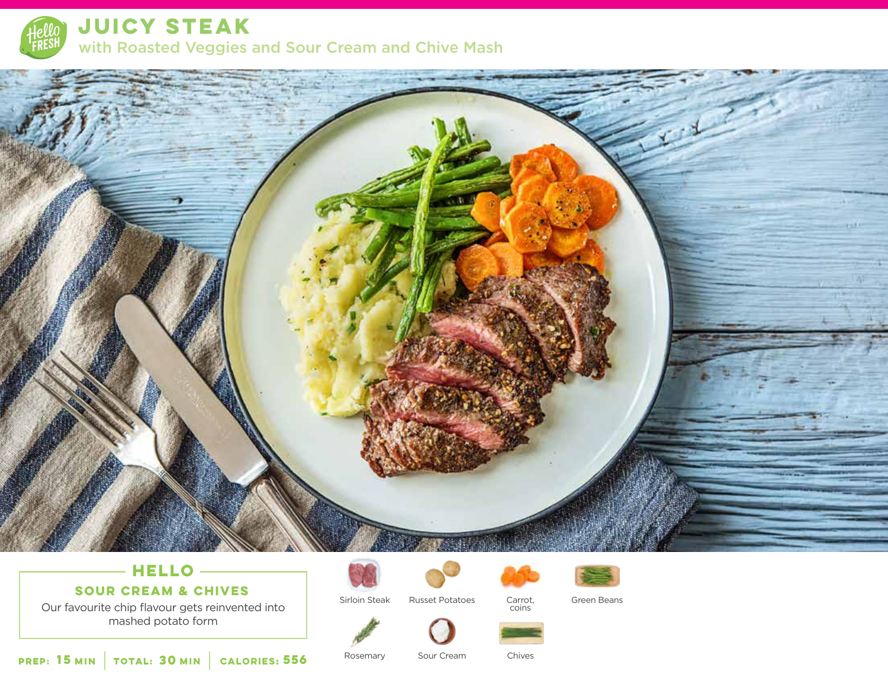# JUICY STEAK

## with Roasted Veggies and Sour Cream and Chive Mash

### HELLO

**SOUR CREAM & CHIVES**

Our favourite chip flavour gets reinvented into mashed potato form

**PREP:** 15 MIN | **TOTAL:** 30 MIN | **CALORIES:** 556

- Sirloin Steak
- Russet Potatoes
- Carrot, coins
- Green Beans
- Rosemary
- Sour Cream
- Chives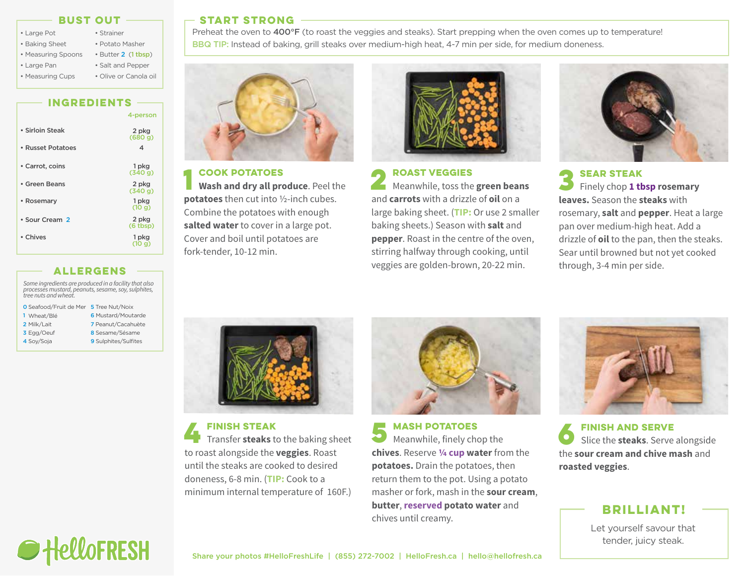## BUST OUT

- Large Pot
- Baking Sheet
- Measuring Spoons
- Large Pan
- Measuring Cups
- Strainer
- Potato Masher
- Butter 2 (1 tbsp)
- Salt and Pepper
- Olive or Canola oil

## INGREDIENTS

| | 4-person |
|---|---|
| Sirloin Steak | 2 pkg (680 g) |
| Russet Potatoes | 4 |
| Carrot, coins | 1 pkg (340 g) |
| Green Beans | 2 pkg (340 g) |
| Rosemary | 1 pkg (10 g) |
| Sour Cream 2 | 2 pkg (6 tbsp) |
| Chives | 1 pkg (10 g) |

## ALLERGENS

*Some ingredients are produced in a facility that also processes mustard, peanuts, sesame, soy, sulphites, tree nuts and wheat.*

- 0 Seafood/Fruit de Mer
- 1 Wheat/Blé
- 2 Milk/Lait
- 3 Egg/Oeuf
- 4 Soy/Soja
- 5 Tree Nut/Noix
- 6 Mustard/Moutarde
- 7 Peanut/Cacahuète
- 8 Sesame/Sésame
- 9 Sulphites/Sulfites

HelloFRESH

## START STRONG

Preheat the oven to **400°F** (to roast the veggies and steaks). Start prepping when the oven comes up to temperature!

BBQ TIP: Instead of baking, grill steaks over medium-high heat, 4-7 min per side, for medium doneness.

### 1 COOK POTATOES

**Wash and dry all produce**. Peel the **potatoes** then cut into ½-inch cubes. Combine the potatoes with enough **salted water** to cover in a large pot. Cover and boil until potatoes are fork-tender, 10-12 min.

### 2 ROAST VEGGIES

Meanwhile, toss the **green beans** and **carrots** with a drizzle of **oil** on a large baking sheet. (TIP: Or use 2 smaller baking sheets.) Season with **salt** and **pepper**. Roast in the centre of the oven, stirring halfway through cooking, until veggies are golden-brown, 20-22 min.

### 3 SEAR STEAK

Finely chop **1 tbsp rosemary leaves.** Season the **steaks** with rosemary, **salt** and **pepper**. Heat a large pan over medium-high heat. Add a drizzle of **oil** to the pan, then the steaks. Sear until browned but not yet cooked through, 3-4 min per side.

### 4 FINISH STEAK

Transfer **steaks** to the baking sheet to roast alongside the **veggies**. Roast until the steaks are cooked to desired doneness, 6-8 min. (TIP: Cook to a minimum internal temperature of 160F.)

### 5 MASH POTATOES

Meanwhile, finely chop the **chives**. Reserve **¼ cup water** from the **potatoes.** Drain the potatoes, then return them to the pot. Using a potato masher or fork, mash in the **sour cream**, **butter**, **reserved potato water** and chives until creamy.

### 6 FINISH AND SERVE

Slice the **steaks**. Serve alongside the **sour cream and chive mash** and **roasted veggies**.

## BRILLIANT!

Let yourself savour that tender, juicy steak.

Share your photos #HelloFreshLife | (855) 272-7002 | HelloFresh.ca | hello@hellofresh.ca